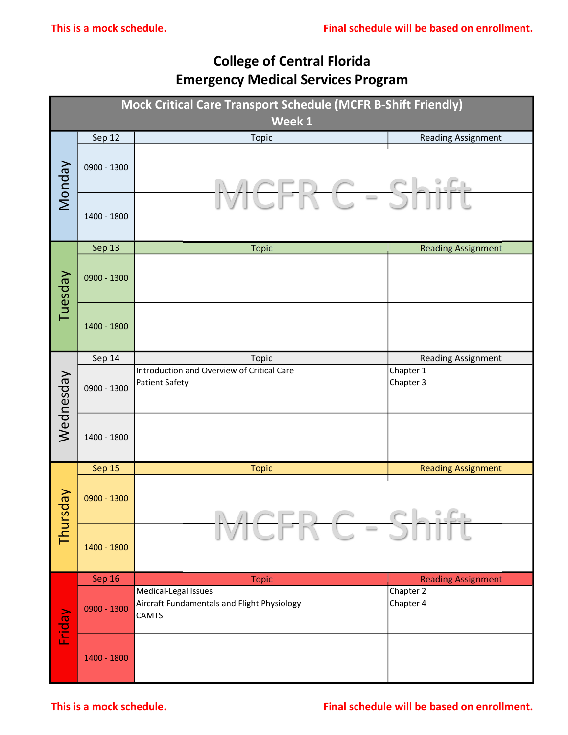This is a mock schedule. Final schedule will be based on enrollment.

# College of Central Florida
## Emergency Medical Services Program

| Mock Critical Care Transport Schedule (MCFR B-Shift Friendly) Week 1 | | | |
|---|---|---|---|
| **Monday** | Sep 12 | Topic | Reading Assignment |
| | 0900 - 1300 | MCFR C - Shift | |
| | 1400 - 1800 | | |
| **Tuesday** | Sep 13 | Topic | Reading Assignment |
| | 0900 - 1300 | | |
| | 1400 - 1800 | | |
| **Wednesday** | Sep 14 | Topic | Reading Assignment |
| | 0900 - 1300 | Introduction and Overview of Critical Care<br>Patient Safety | Chapter 1<br>Chapter 3 |
| | 1400 - 1800 | | |
| **Thursday** | Sep 15 | Topic | Reading Assignment |
| | 0900 - 1300 | MCFR C - Shift | |
| | 1400 - 1800 | | |
| **Friday** | Sep 16 | Topic | Reading Assignment |
| | 0900 - 1300 | Medical-Legal Issues<br>Aircraft Fundamentals and Flight Physiology<br>CAMTS | Chapter 2<br>Chapter 4 |
| | 1400 - 1800 | | |

This is a mock schedule. Final schedule will be based on enrollment.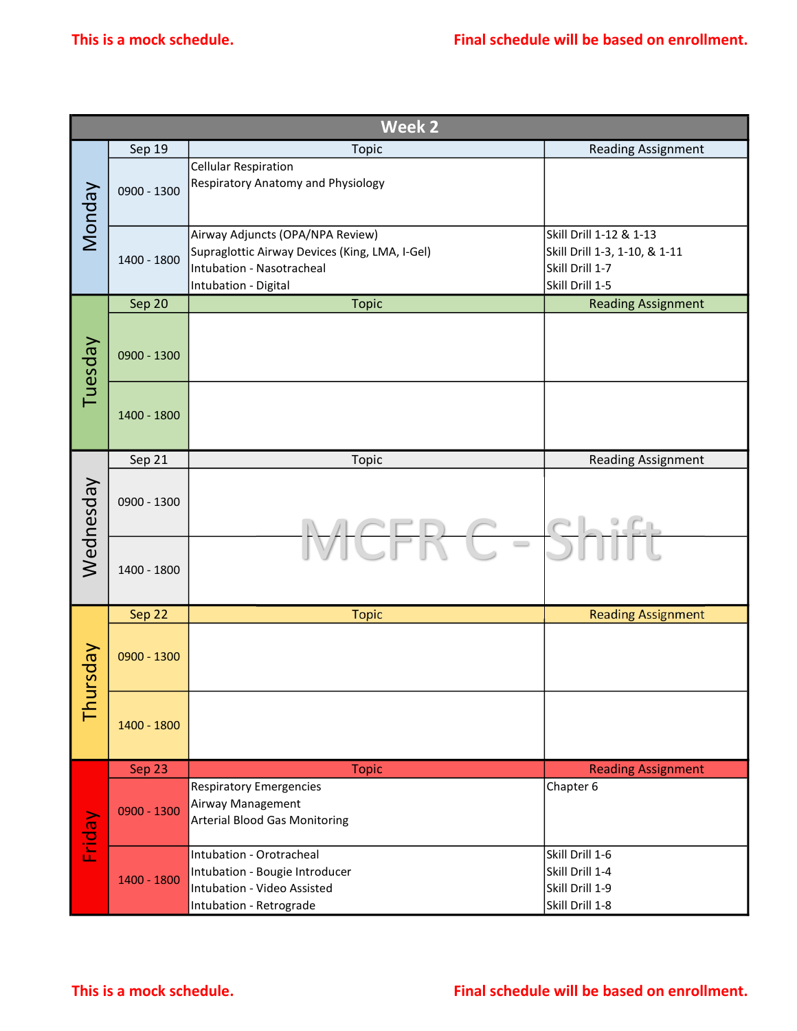This is a mock schedule. Final schedule will be based on enrollment.

## Week 2

| Day | Sep 19 | Topic | Reading Assignment |
|---|---|---|---|
| Monday | 0900 - 1300 | Cellular Respiration<br>Respiratory Anatomy and Physiology | |
| | 1400 - 1800 | Airway Adjuncts (OPA/NPA Review)<br>Supraglottic Airway Devices (King, LMA, I-Gel)<br>Intubation - Nasotracheal<br>Intubation - Digital | Skill Drill 1-12 & 1-13<br>Skill Drill 1-3, 1-10, & 1-11<br>Skill Drill 1-7<br>Skill Drill 1-5 |
| **Tuesday** | **Sep 20** | **Topic** | **Reading Assignment** |
| | 0900 - 1300 | | |
| | 1400 - 1800 | | |
| **Wednesday** | **Sep 21** | **Topic** | **Reading Assignment** |
| | 0900 - 1300 | MCFR C - Shift | |
| | 1400 - 1800 | | |
| **Thursday** | **Sep 22** | **Topic** | **Reading Assignment** |
| | 0900 - 1300 | | |
| | 1400 - 1800 | | |
| **Friday** | **Sep 23** | **Topic** | **Reading Assignment** |
| | 0900 - 1300 | Respiratory Emergencies<br>Airway Management<br>Arterial Blood Gas Monitoring | Chapter 6 |
| | 1400 - 1800 | Intubation - Orotracheal<br>Intubation - Bougie Introducer<br>Intubation - Video Assisted<br>Intubation - Retrograde | Skill Drill 1-6<br>Skill Drill 1-4<br>Skill Drill 1-9<br>Skill Drill 1-8 |

This is a mock schedule. Final schedule will be based on enrollment.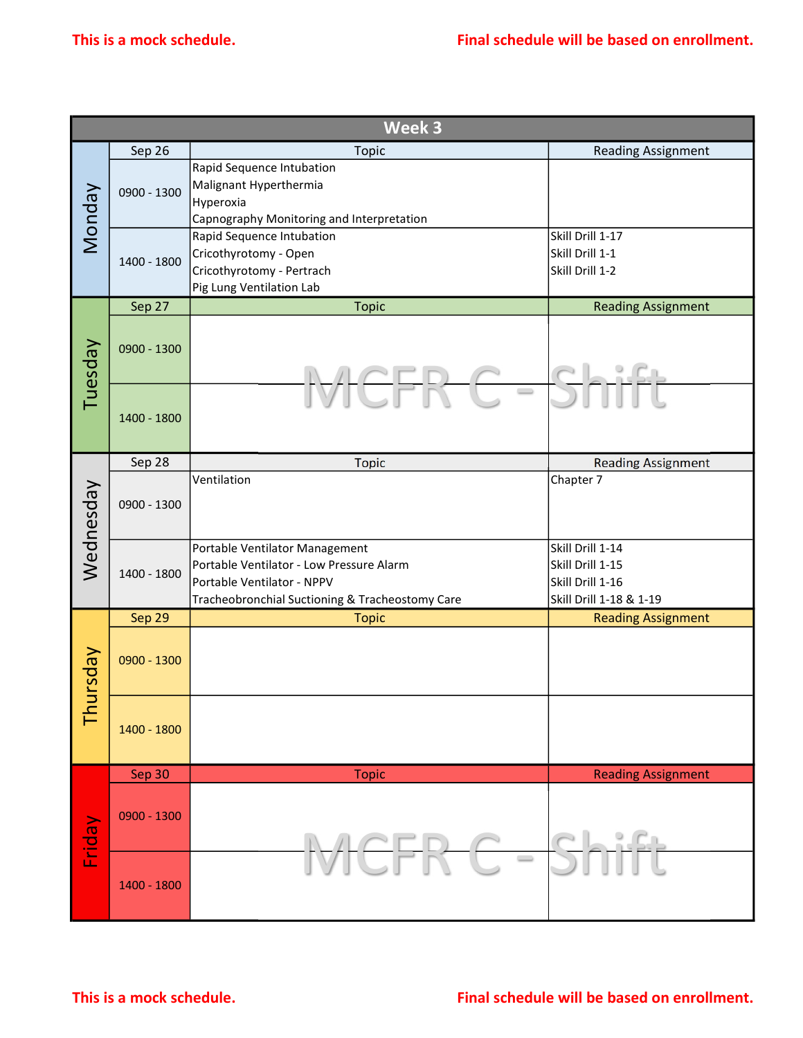This is a mock schedule. Final schedule will be based on enrollment.

## Week 3

| Day | Date / Time | Topic | Reading Assignment |
|---|---|---|---|
| Monday | Sep 26 | Topic | Reading Assignment |
| | 0900 - 1300 | Rapid Sequence Intubation<br>Malignant Hyperthermia<br>Hyperoxia<br>Capnography Monitoring and Interpretation | |
| | 1400 - 1800 | Rapid Sequence Intubation<br>Cricothyrotomy - Open<br>Cricothyrotomy - Pertrach<br>Pig Lung Ventilation Lab | Skill Drill 1-17<br>Skill Drill 1-1<br>Skill Drill 1-2 |
| Tuesday | Sep 27 | Topic | Reading Assignment |
| | 0900 - 1300 | MCFR C - Shift | |
| | 1400 - 1800 | | |
| Wednesday | Sep 28 | Topic | Reading Assignment |
| | 0900 - 1300 | Ventilation | Chapter 7 |
| | 1400 - 1800 | Portable Ventilator Management<br>Portable Ventilator - Low Pressure Alarm<br>Portable Ventilator - NPPV<br>Tracheobronchial Suctioning & Tracheostomy Care | Skill Drill 1-14<br>Skill Drill 1-15<br>Skill Drill 1-16<br>Skill Drill 1-18 & 1-19 |
| Thursday | Sep 29 | Topic | Reading Assignment |
| | 0900 - 1300 | | |
| | 1400 - 1800 | | |
| Friday | Sep 30 | Topic | Reading Assignment |
| | 0900 - 1300 | MCFR C - Shift | |
| | 1400 - 1800 | | |

This is a mock schedule. Final schedule will be based on enrollment.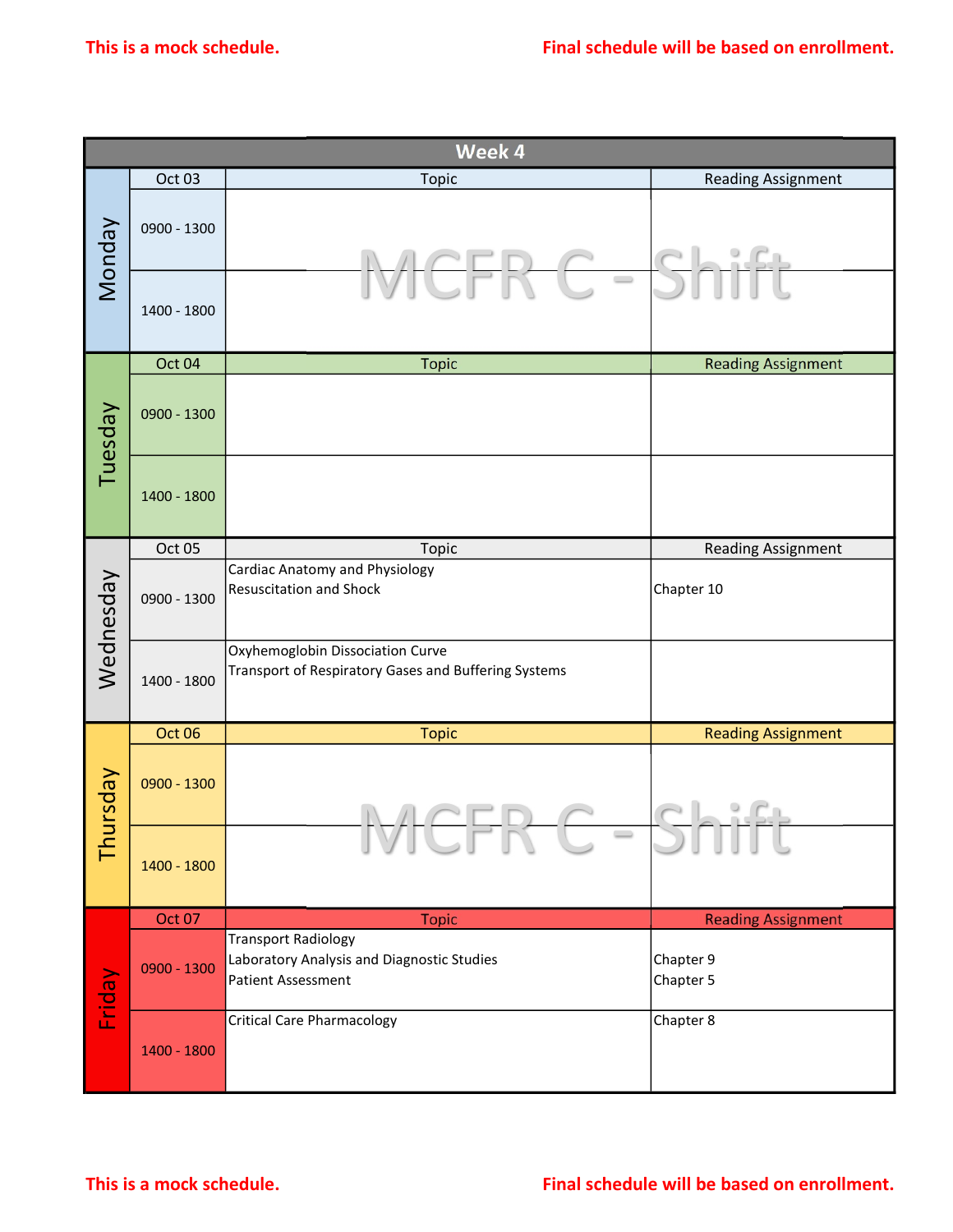This is a mock schedule. Final schedule will be based on enrollment.

## Week 4

| Day | Oct 03 | Topic | Reading Assignment |
|---|---|---|---|
| Monday | 0900 - 1300 | MCFR C - Shift | |
| | 1400 - 1800 | | |

| Day | Oct 04 | Topic | Reading Assignment |
|---|---|---|---|
| Tuesday | 0900 - 1300 | | |
| | 1400 - 1800 | | |

| Day | Oct 05 | Topic | Reading Assignment |
|---|---|---|---|
| Wednesday | 0900 - 1300 | Cardiac Anatomy and Physiology<br>Resuscitation and Shock | Chapter 10 |
| | 1400 - 1800 | Oxyhemoglobin Dissociation Curve<br>Transport of Respiratory Gases and Buffering Systems | |

| Day | Oct 06 | Topic | Reading Assignment |
|---|---|---|---|
| Thursday | 0900 - 1300 | MCFR C - Shift | |
| | 1400 - 1800 | | |

| Day | Oct 07 | Topic | Reading Assignment |
|---|---|---|---|
| Friday | 0900 - 1300 | Transport Radiology<br>Laboratory Analysis and Diagnostic Studies<br>Patient Assessment | Chapter 9<br>Chapter 5 |
| | 1400 - 1800 | Critical Care Pharmacology | Chapter 8 |

This is a mock schedule. Final schedule will be based on enrollment.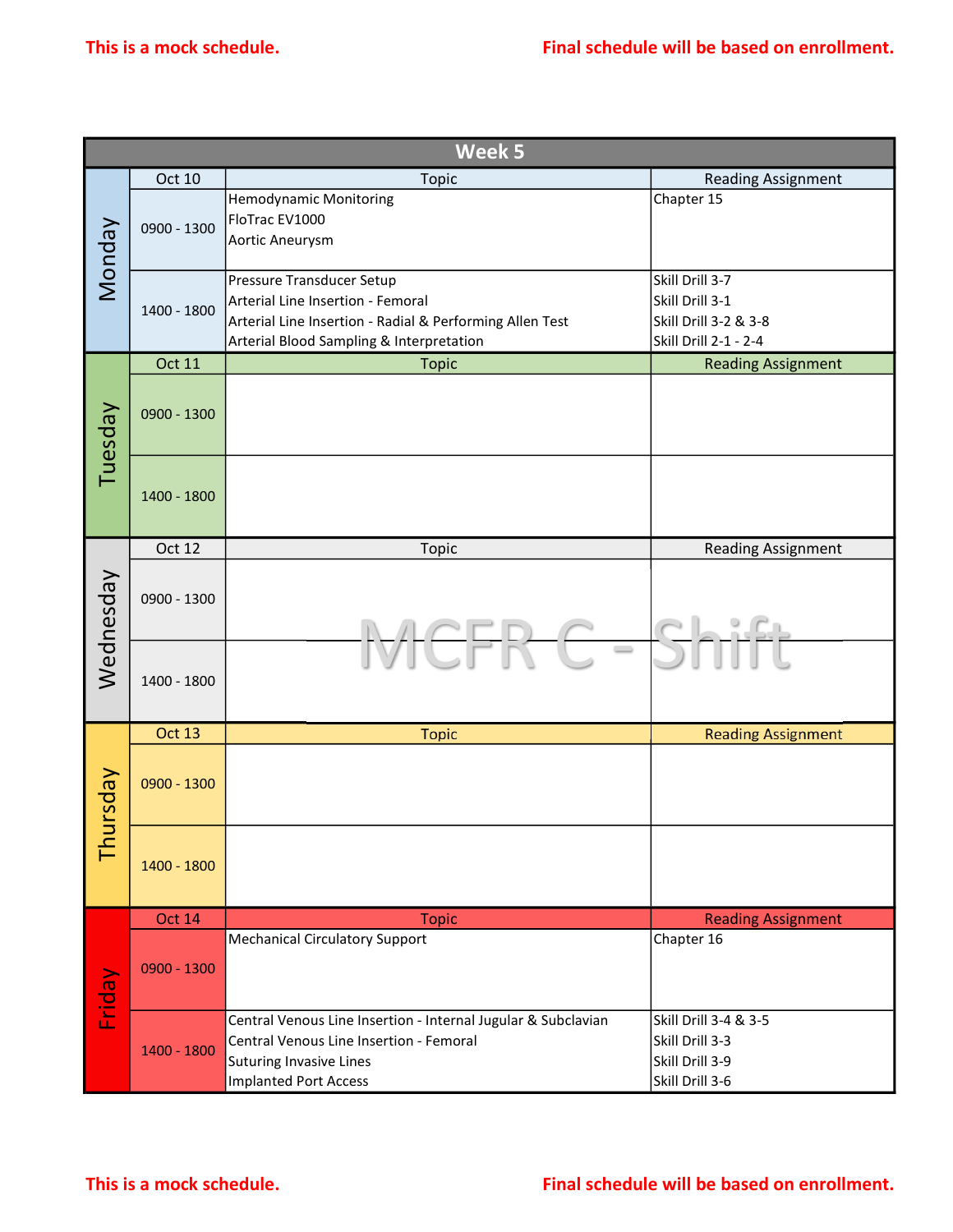This is a mock schedule. Final schedule will be based on enrollment.

## Week 5

| Day | Oct 10 | Topic | Reading Assignment |
|---|---|---|---|
| Monday | 0900 - 1300 | Hemodynamic Monitoring<br>FloTrac EV1000<br>Aortic Aneurysm | Chapter 15 |
| | 1400 - 1800 | Pressure Transducer Setup<br>Arterial Line Insertion - Femoral<br>Arterial Line Insertion - Radial & Performing Allen Test<br>Arterial Blood Sampling & Interpretation | Skill Drill 3-7<br>Skill Drill 3-1<br>Skill Drill 3-2 & 3-8<br>Skill Drill 2-1 - 2-4 |
| **Day** | **Oct 11** | **Topic** | **Reading Assignment** |
| Tuesday | 0900 - 1300 | | |
| | 1400 - 1800 | | |
| **Day** | **Oct 12** | **Topic** | **Reading Assignment** |
| Wednesday | 0900 - 1300 | | |
| | 1400 - 1800 | | |
| **Day** | **Oct 13** | **Topic** | **Reading Assignment** |
| Thursday | 0900 - 1300 | | |
| | 1400 - 1800 | | |
| **Day** | **Oct 14** | **Topic** | **Reading Assignment** |
| Friday | 0900 - 1300 | Mechanical Circulatory Support | Chapter 16 |
| | 1400 - 1800 | Central Venous Line Insertion - Internal Jugular & Subclavian<br>Central Venous Line Insertion - Femoral<br>Suturing Invasive Lines<br>Implanted Port Access | Skill Drill 3-4 & 3-5<br>Skill Drill 3-3<br>Skill Drill 3-9<br>Skill Drill 3-6 |

MCFR C - Shift

This is a mock schedule. Final schedule will be based on enrollment.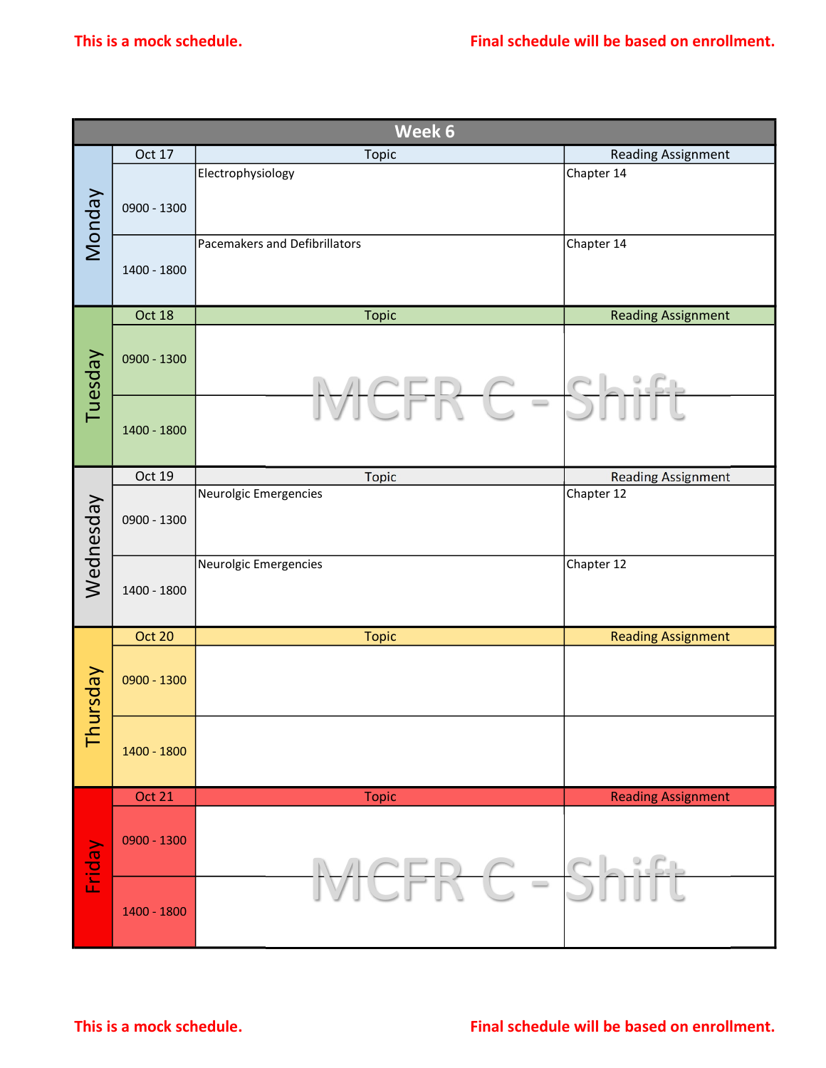This is a mock schedule. Final schedule will be based on enrollment.

## Week 6

| Day | Oct 17 | Topic | Reading Assignment |
|---|---|---|---|
| Monday | 0900 - 1300 | Electrophysiology | Chapter 14 |
| | 1400 - 1800 | Pacemakers and Defibrillators | Chapter 14 |

| Day | Oct 18 | Topic | Reading Assignment |
|---|---|---|---|
| Tuesday | 0900 - 1300 | MCFR C - Shift | |
| | 1400 - 1800 | | |

| Day | Oct 19 | Topic | Reading Assignment |
|---|---|---|---|
| Wednesday | 0900 - 1300 | Neurolgic Emergencies | Chapter 12 |
| | 1400 - 1800 | Neurolgic Emergencies | Chapter 12 |

| Day | Oct 20 | Topic | Reading Assignment |
|---|---|---|---|
| Thursday | 0900 - 1300 | | |
| | 1400 - 1800 | | |

| Day | Oct 21 | Topic | Reading Assignment |
|---|---|---|---|
| Friday | 0900 - 1300 | MCFR C - Shift | |
| | 1400 - 1800 | | |

This is a mock schedule. Final schedule will be based on enrollment.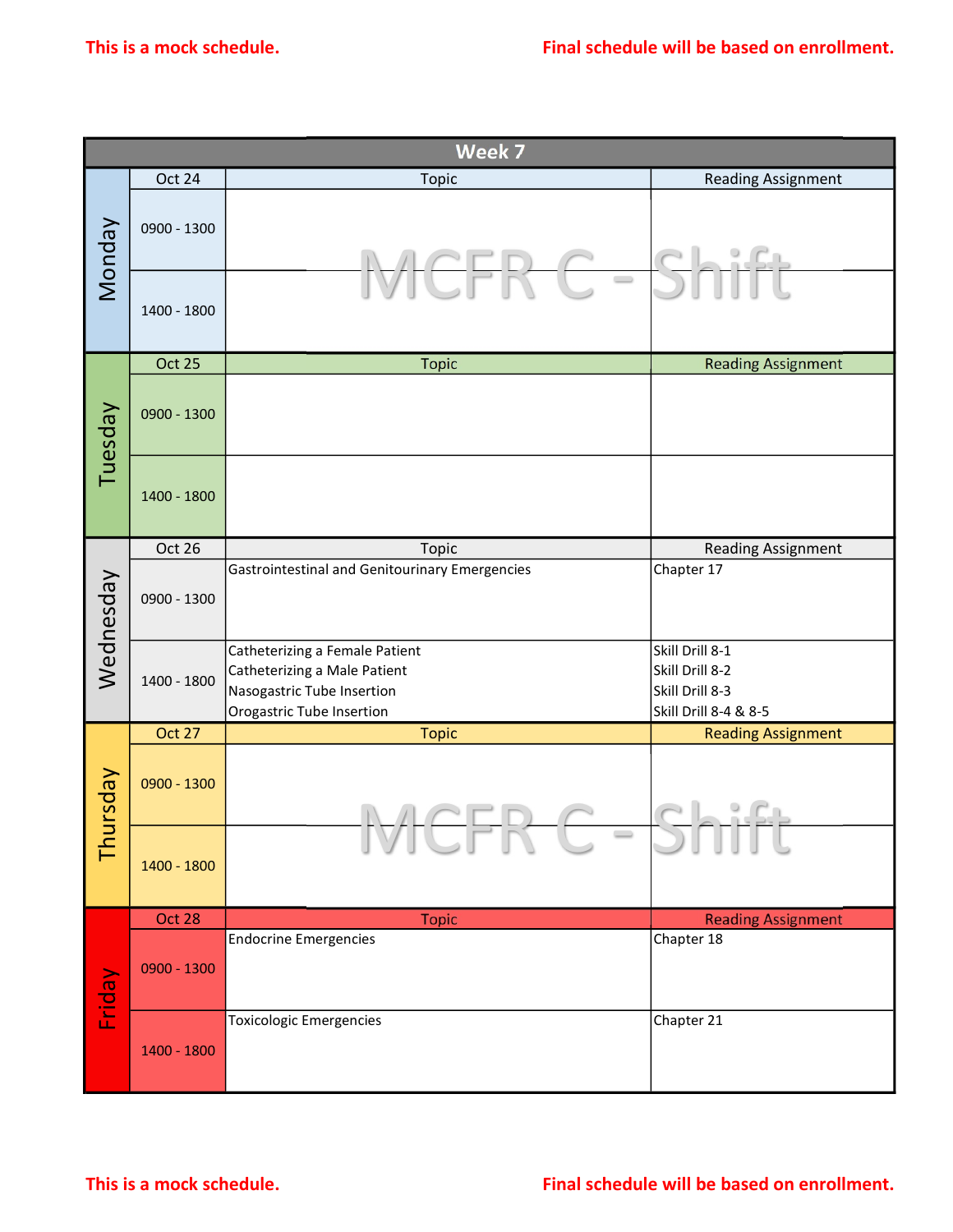This is a mock schedule. Final schedule will be based on enrollment.

## Week 7

| Day | Date / Time | Topic | Reading Assignment |
|---|---|---|---|
| Monday | Oct 24 | | |
| | 0900 - 1300 | MCFR C - Shift | |
| | 1400 - 1800 | | |
| Tuesday | Oct 25 | | |
| | 0900 - 1300 | | |
| | 1400 - 1800 | | |
| Wednesday | Oct 26 | | |
| | 0900 - 1300 | Gastrointestinal and Genitourinary Emergencies | Chapter 17 |
| | 1400 - 1800 | Catheterizing a Female Patient<br>Catheterizing a Male Patient<br>Nasogastric Tube Insertion<br>Orogastric Tube Insertion | Skill Drill 8-1<br>Skill Drill 8-2<br>Skill Drill 8-3<br>Skill Drill 8-4 & 8-5 |
| Thursday | Oct 27 | | |
| | 0900 - 1300 | MCFR C - Shift | |
| | 1400 - 1800 | | |
| Friday | Oct 28 | | |
| | 0900 - 1300 | Endocrine Emergencies | Chapter 18 |
| | 1400 - 1800 | Toxicologic Emergencies | Chapter 21 |

This is a mock schedule. Final schedule will be based on enrollment.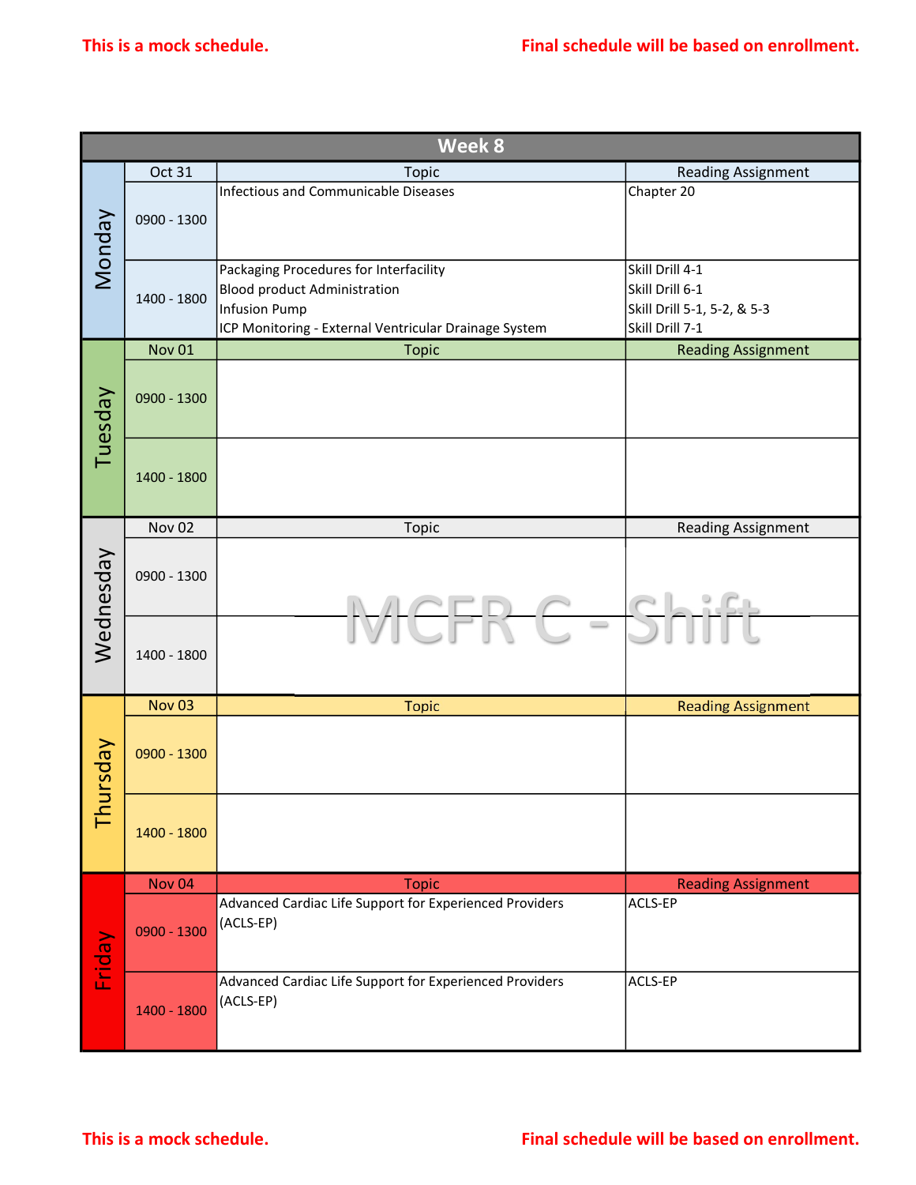This is a mock schedule. Final schedule will be based on enrollment.

## Week 8

| Day | Date / Time | Topic | Reading Assignment |
|---|---|---|---|
| Monday | Oct 31 | Topic | Reading Assignment |
| | 0900 - 1300 | Infectious and Communicable Diseases | Chapter 20 |
| | 1400 - 1800 | Packaging Procedures for Interfacility<br>Blood product Administration<br>Infusion Pump<br>ICP Monitoring - External Ventricular Drainage System | Skill Drill 4-1<br>Skill Drill 6-1<br>Skill Drill 5-1, 5-2, & 5-3<br>Skill Drill 7-1 |
| Tuesday | Nov 01 | Topic | Reading Assignment |
| | 0900 - 1300 | | |
| | 1400 - 1800 | | |
| Wednesday | Nov 02 | Topic | Reading Assignment |
| | 0900 - 1300 | | |
| | 1400 - 1800 | | |
| Thursday | Nov 03 | Topic | Reading Assignment |
| | 0900 - 1300 | | |
| | 1400 - 1800 | | |
| Friday | Nov 04 | Topic | Reading Assignment |
| | 0900 - 1300 | Advanced Cardiac Life Support for Experienced Providers (ACLS-EP) | ACLS-EP |
| | 1400 - 1800 | Advanced Cardiac Life Support for Experienced Providers (ACLS-EP) | ACLS-EP |

MCFR C - Shift

This is a mock schedule. Final schedule will be based on enrollment.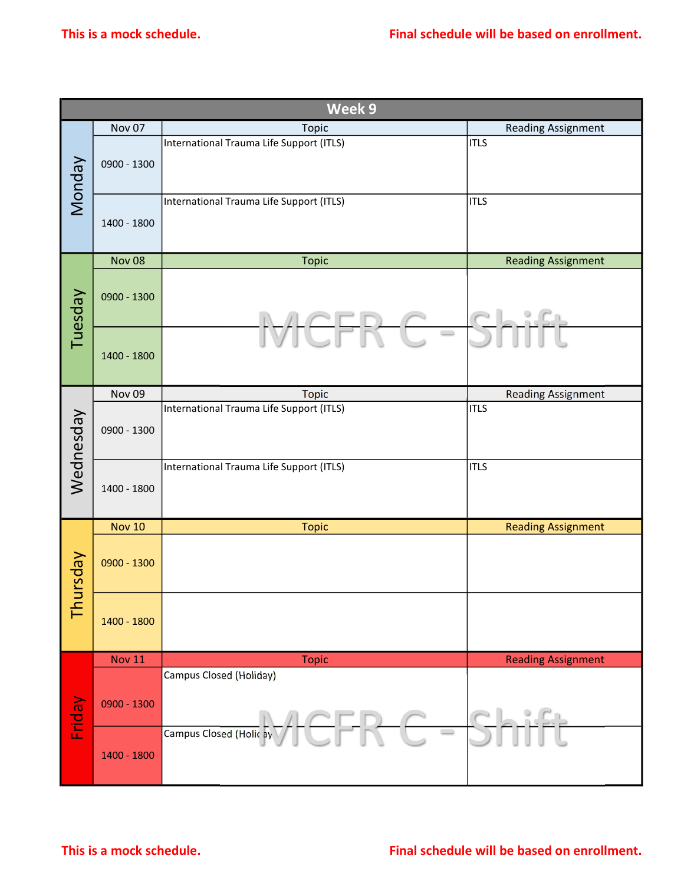This is a mock schedule. Final schedule will be based on enrollment.

## Week 9

| Day | Date / Time | Topic | Reading Assignment |
|---|---|---|---|
| Monday | Nov 07 | | |
| | 0900 - 1300 | International Trauma Life Support (ITLS) | ITLS |
| | 1400 - 1800 | International Trauma Life Support (ITLS) | ITLS |
| Tuesday | Nov 08 | | |
| | 0900 - 1300 | MCFR C - Shift | |
| | 1400 - 1800 | | |
| Wednesday | Nov 09 | | |
| | 0900 - 1300 | International Trauma Life Support (ITLS) | ITLS |
| | 1400 - 1800 | International Trauma Life Support (ITLS) | ITLS |
| Thursday | Nov 10 | | |
| | 0900 - 1300 | | |
| | 1400 - 1800 | | |
| Friday | Nov 11 | | |
| | 0900 - 1300 | Campus Closed (Holiday) | |
| | 1400 - 1800 | Campus Closed (Holiday) MCFR C - Shift | |

This is a mock schedule. Final schedule will be based on enrollment.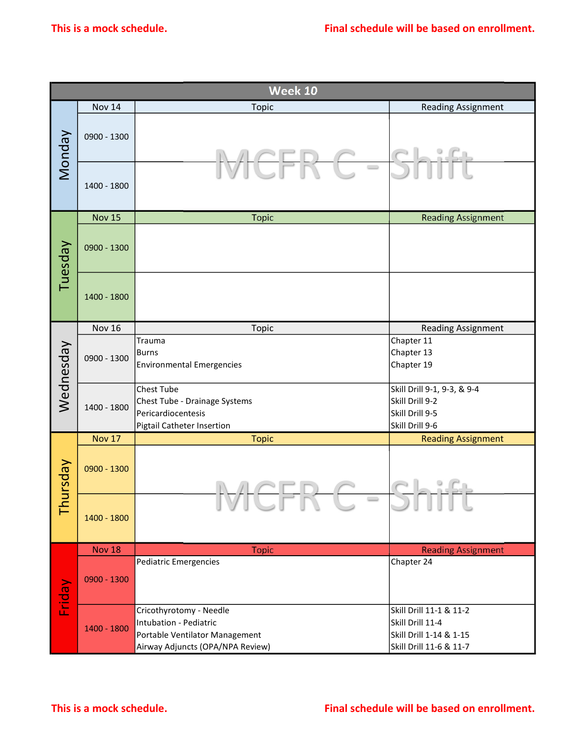This is a mock schedule. Final schedule will be based on enrollment.

## Week 10

| Day | Nov 14 | Topic | Reading Assignment |
|---|---|---|---|
| Monday | 0900 - 1300 | MCFR C - Shift | |
| | 1400 - 1800 | | |

| Day | Nov 15 | Topic | Reading Assignment |
|---|---|---|---|
| Tuesday | 0900 - 1300 | | |
| | 1400 - 1800 | | |

| Day | Nov 16 | Topic | Reading Assignment |
|---|---|---|---|
| Wednesday | 0900 - 1300 | Trauma<br>Burns<br>Environmental Emergencies | Chapter 11<br>Chapter 13<br>Chapter 19 |
| | 1400 - 1800 | Chest Tube<br>Chest Tube - Drainage Systems<br>Pericardiocentesis<br>Pigtail Catheter Insertion | Skill Drill 9-1, 9-3, & 9-4<br>Skill Drill 9-2<br>Skill Drill 9-5<br>Skill Drill 9-6 |

| Day | Nov 17 | Topic | Reading Assignment |
|---|---|---|---|
| Thursday | 0900 - 1300 | MCFR C - Shift | |
| | 1400 - 1800 | | |

| Day | Nov 18 | Topic | Reading Assignment |
|---|---|---|---|
| Friday | 0900 - 1300 | Pediatric Emergencies | Chapter 24 |
| | 1400 - 1800 | Cricothyrotomy - Needle<br>Intubation - Pediatric<br>Portable Ventilator Management<br>Airway Adjuncts (OPA/NPA Review) | Skill Drill 11-1 & 11-2<br>Skill Drill 11-4<br>Skill Drill 1-14 & 1-15<br>Skill Drill 11-6 & 11-7 |

This is a mock schedule. Final schedule will be based on enrollment.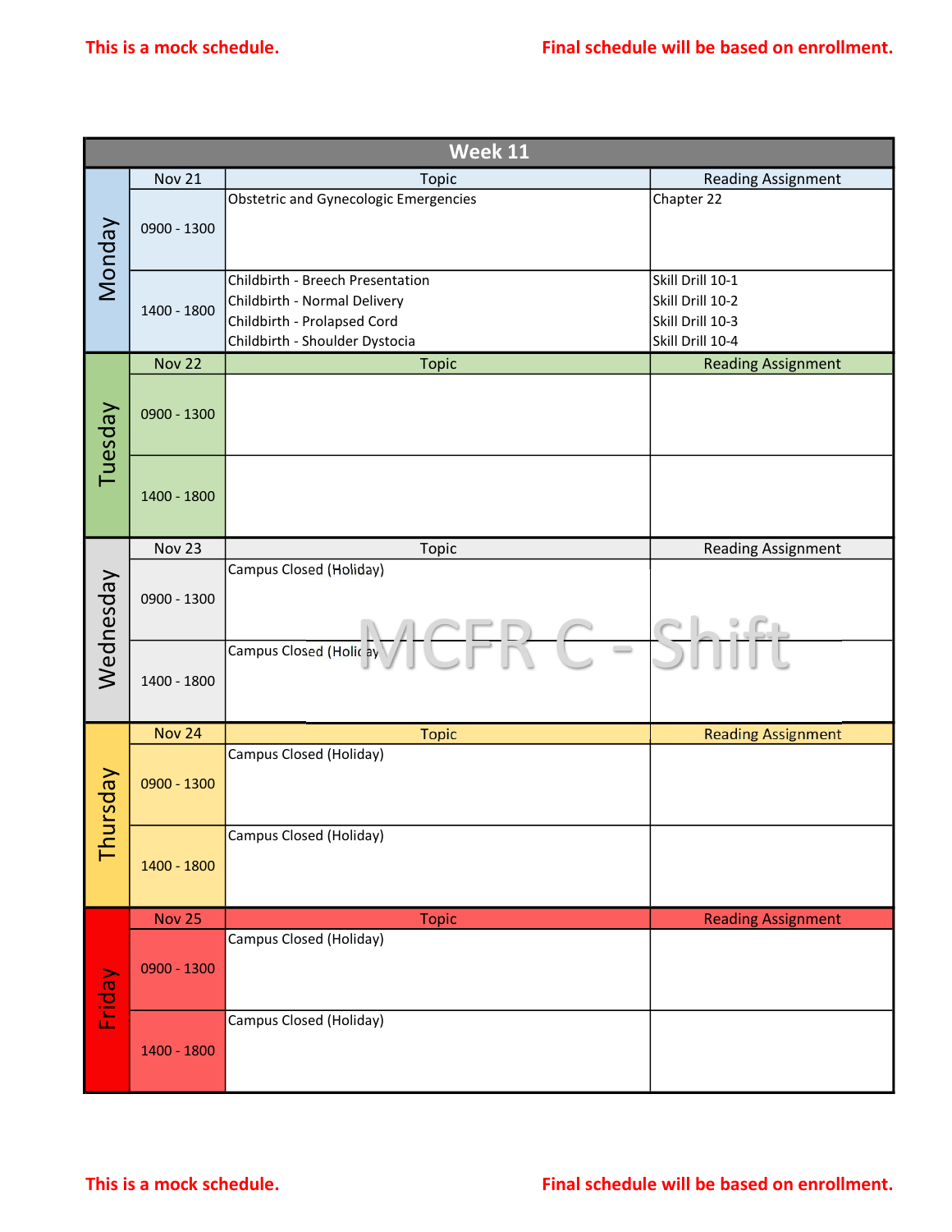This is a mock schedule. Final schedule will be based on enrollment.

## Week 11

| Day | Nov 21 | Topic | Reading Assignment |
|---|---|---|---|
| Monday | 0900 - 1300 | Obstetric and Gynecologic Emergencies | Chapter 22 |
| | 1400 - 1800 | Childbirth - Breech Presentation<br>Childbirth - Normal Delivery<br>Childbirth - Prolapsed Cord<br>Childbirth - Shoulder Dystocia | Skill Drill 10-1<br>Skill Drill 10-2<br>Skill Drill 10-3<br>Skill Drill 10-4 |

| Day | Nov 22 | Topic | Reading Assignment |
|---|---|---|---|
| Tuesday | 0900 - 1300 | | |
| | 1400 - 1800 | | |

| Day | Nov 23 | Topic | Reading Assignment |
|---|---|---|---|
| Wednesday | 0900 - 1300 | Campus Closed (Holiday) | |
| | 1400 - 1800 | Campus Closed (Holiday) | |

| Day | Nov 24 | Topic | Reading Assignment |
|---|---|---|---|
| Thursday | 0900 - 1300 | Campus Closed (Holiday) | |
| | 1400 - 1800 | Campus Closed (Holiday) | |

| Day | Nov 25 | Topic | Reading Assignment |
|---|---|---|---|
| Friday | 0900 - 1300 | Campus Closed (Holiday) | |
| | 1400 - 1800 | Campus Closed (Holiday) | |

MCFR C - Shift

This is a mock schedule. Final schedule will be based on enrollment.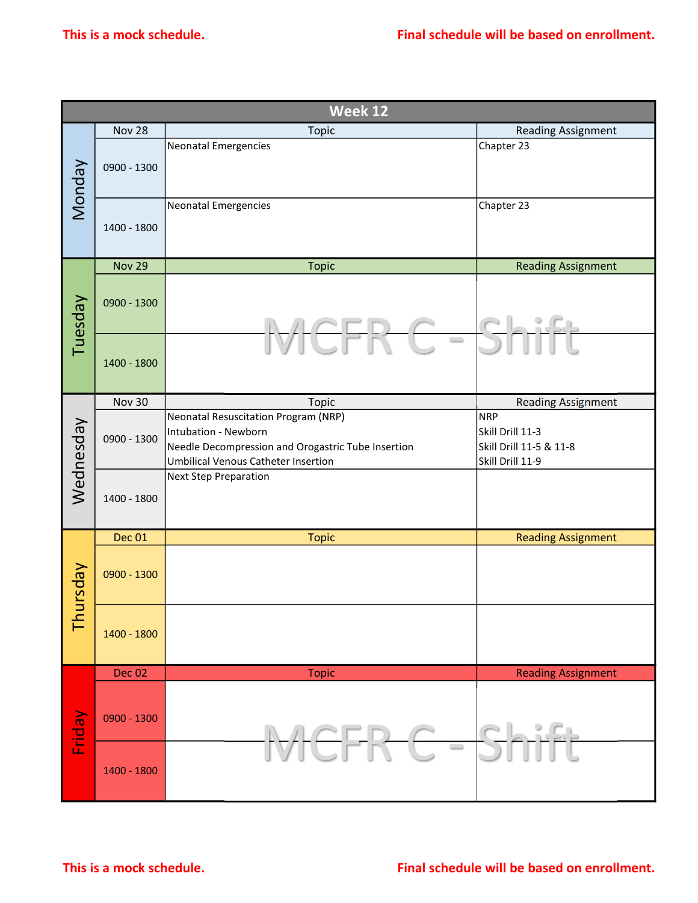This is a mock schedule. Final schedule will be based on enrollment.

## Week 12

| Day | Nov 28 | Topic | Reading Assignment |
|---|---|---|---|
| Monday | 0900 - 1300 | Neonatal Emergencies | Chapter 23 |
| | 1400 - 1800 | Neonatal Emergencies | Chapter 23 |

| Day | Nov 29 | Topic | Reading Assignment |
|---|---|---|---|
| Tuesday | 0900 - 1300 | MCFR C - Shift | |
| | 1400 - 1800 | | |

| Day | Nov 30 | Topic | Reading Assignment |
|---|---|---|---|
| Wednesday | 0900 - 1300 | Neonatal Resuscitation Program (NRP)<br>Intubation - Newborn<br>Needle Decompression and Orogastric Tube Insertion<br>Umbilical Venous Catheter Insertion | NRP<br>Skill Drill 11-3<br>Skill Drill 11-5 & 11-8<br>Skill Drill 11-9 |
| | 1400 - 1800 | Next Step Preparation | |

| Day | Dec 01 | Topic | Reading Assignment |
|---|---|---|---|
| Thursday | 0900 - 1300 | | |
| | 1400 - 1800 | | |

| Day | Dec 02 | Topic | Reading Assignment |
|---|---|---|---|
| Friday | 0900 - 1300 | MCFR C - Shift | |
| | 1400 - 1800 | | |

This is a mock schedule. Final schedule will be based on enrollment.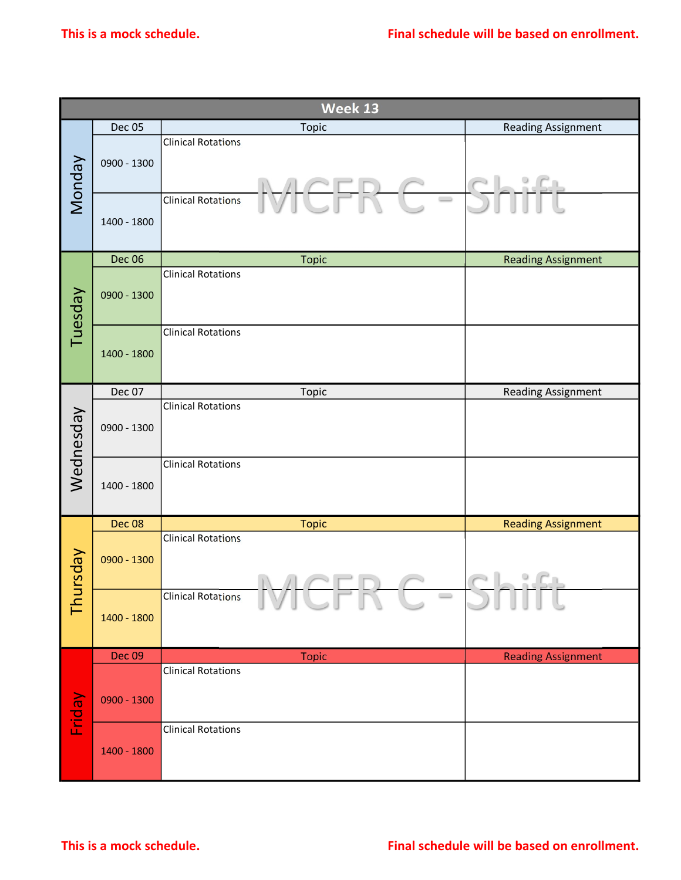This is a mock schedule. Final schedule will be based on enrollment.

| Week 13 | | | |
|---|---|---|---|
| **Monday** | Dec 05 | Topic | Reading Assignment |
| | 0900 - 1300 | Clinical Rotations | |
| | 1400 - 1800 | Clinical Rotations | |
| **Tuesday** | Dec 06 | Topic | Reading Assignment |
| | 0900 - 1300 | Clinical Rotations | |
| | 1400 - 1800 | Clinical Rotations | |
| **Wednesday** | Dec 07 | Topic | Reading Assignment |
| | 0900 - 1300 | Clinical Rotations | |
| | 1400 - 1800 | Clinical Rotations | |
| **Thursday** | Dec 08 | Topic | Reading Assignment |
| | 0900 - 1300 | Clinical Rotations | |
| | 1400 - 1800 | Clinical Rotations | |
| **Friday** | Dec 09 | Topic | Reading Assignment |
| | 0900 - 1300 | Clinical Rotations | |
| | 1400 - 1800 | Clinical Rotations | |

MCFR C - Shift

This is a mock schedule. Final schedule will be based on enrollment.